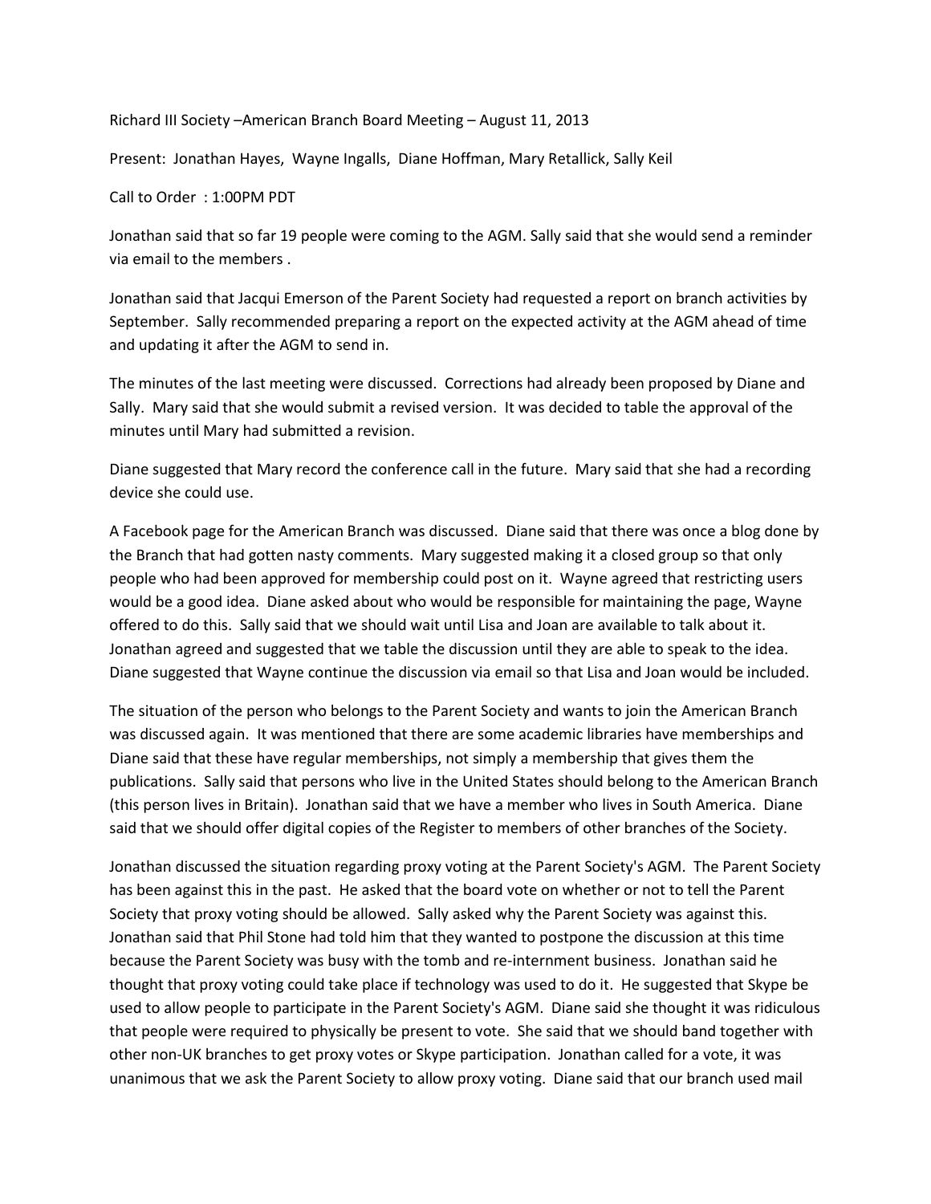Richard III Society –American Branch Board Meeting – August 11, 2013

Present: Jonathan Hayes, Wayne Ingalls, Diane Hoffman, Mary Retallick, Sally Keil

Call to Order : 1:00PM PDT

Jonathan said that so far 19 people were coming to the AGM. Sally said that she would send a reminder via email to the members .

Jonathan said that Jacqui Emerson of the Parent Society had requested a report on branch activities by September. Sally recommended preparing a report on the expected activity at the AGM ahead of time and updating it after the AGM to send in.

The minutes of the last meeting were discussed. Corrections had already been proposed by Diane and Sally. Mary said that she would submit a revised version. It was decided to table the approval of the minutes until Mary had submitted a revision.

Diane suggested that Mary record the conference call in the future. Mary said that she had a recording device she could use.

A Facebook page for the American Branch was discussed. Diane said that there was once a blog done by the Branch that had gotten nasty comments. Mary suggested making it a closed group so that only people who had been approved for membership could post on it. Wayne agreed that restricting users would be a good idea. Diane asked about who would be responsible for maintaining the page, Wayne offered to do this. Sally said that we should wait until Lisa and Joan are available to talk about it. Jonathan agreed and suggested that we table the discussion until they are able to speak to the idea. Diane suggested that Wayne continue the discussion via email so that Lisa and Joan would be included.

The situation of the person who belongs to the Parent Society and wants to join the American Branch was discussed again. It was mentioned that there are some academic libraries have memberships and Diane said that these have regular memberships, not simply a membership that gives them the publications. Sally said that persons who live in the United States should belong to the American Branch (this person lives in Britain). Jonathan said that we have a member who lives in South America. Diane said that we should offer digital copies of the Register to members of other branches of the Society.

Jonathan discussed the situation regarding proxy voting at the Parent Society's AGM. The Parent Society has been against this in the past. He asked that the board vote on whether or not to tell the Parent Society that proxy voting should be allowed. Sally asked why the Parent Society was against this. Jonathan said that Phil Stone had told him that they wanted to postpone the discussion at this time because the Parent Society was busy with the tomb and re-internment business. Jonathan said he thought that proxy voting could take place if technology was used to do it. He suggested that Skype be used to allow people to participate in the Parent Society's AGM. Diane said she thought it was ridiculous that people were required to physically be present to vote. She said that we should band together with other non-UK branches to get proxy votes or Skype participation. Jonathan called for a vote, it was unanimous that we ask the Parent Society to allow proxy voting. Diane said that our branch used mail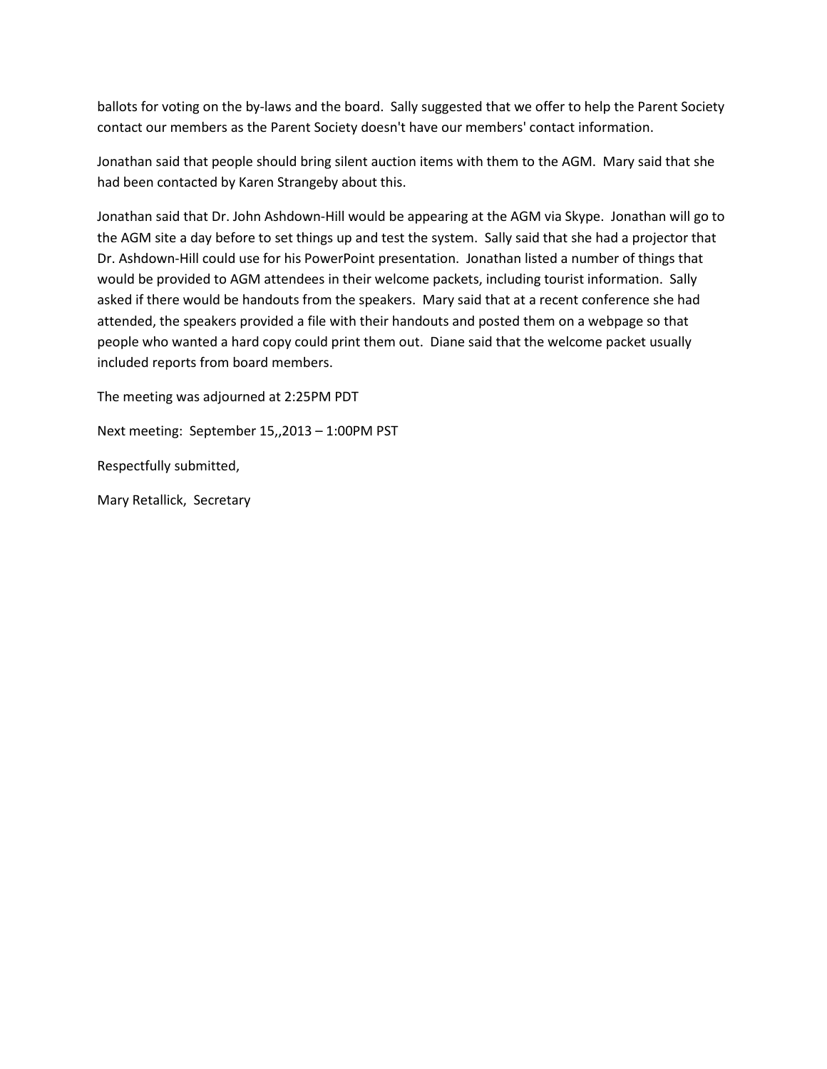ballots for voting on the by-laws and the board. Sally suggested that we offer to help the Parent Society contact our members as the Parent Society doesn't have our members' contact information.

Jonathan said that people should bring silent auction items with them to the AGM. Mary said that she had been contacted by Karen Strangeby about this.

Jonathan said that Dr. John Ashdown-Hill would be appearing at the AGM via Skype. Jonathan will go to the AGM site a day before to set things up and test the system. Sally said that she had a projector that Dr. Ashdown-Hill could use for his PowerPoint presentation. Jonathan listed a number of things that would be provided to AGM attendees in their welcome packets, including tourist information. Sally asked if there would be handouts from the speakers. Mary said that at a recent conference she had attended, the speakers provided a file with their handouts and posted them on a webpage so that people who wanted a hard copy could print them out. Diane said that the welcome packet usually included reports from board members.

The meeting was adjourned at 2:25PM PDT

Next meeting: September 15,,2013 – 1:00PM PST

Respectfully submitted,

Mary Retallick, Secretary